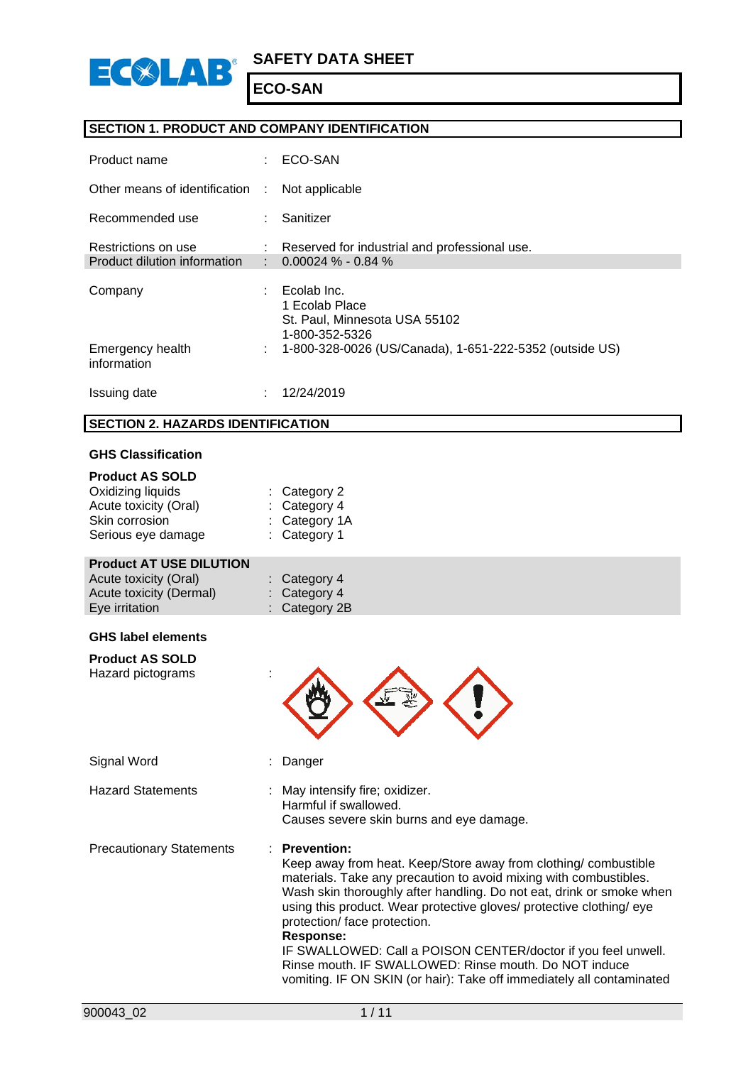# SAFETY DATA SHEET

## ECO-SAN

## SECTION 1. PRODUCT AND COMPANY IDENTIFICATION

| | | |
|---|---|---|
| Product name | : | ECO-SAN |
| Other means of identification | : | Not applicable |
| Recommended use | : | Sanitizer |
| Restrictions on use | : | Reserved for industrial and professional use. |
| Product dilution information | : | 0.00024 % - 0.84 % |
| Company | : | Ecolab Inc.<br>1 Ecolab Place<br>St. Paul, Minnesota USA 55102<br>1-800-352-5326 |
| Emergency health information | : | 1-800-328-0026 (US/Canada), 1-651-222-5352 (outside US) |
| Issuing date | : | 12/24/2019 |

## SECTION 2. HAZARDS IDENTIFICATION

### GHS Classification

**Product AS SOLD**

| | | |
|---|---|---|
| Oxidizing liquids | : | Category 2 |
| Acute toxicity (Oral) | : | Category 4 |
| Skin corrosion | : | Category 1A |
| Serious eye damage | : | Category 1 |

**Product AT USE DILUTION**

| | | |
|---|---|---|
| Acute toxicity (Oral) | : | Category 4 |
| Acute toxicity (Dermal) | : | Category 4 |
| Eye irritation | : | Category 2B |

### GHS label elements

**Product AS SOLD**

Hazard pictograms :

Signal Word : Danger

Hazard Statements : May intensify fire; oxidizer.
Harmful if swallowed.
Causes severe skin burns and eye damage.

Precautionary Statements : **Prevention:**
Keep away from heat. Keep/Store away from clothing/ combustible materials. Take any precaution to avoid mixing with combustibles. Wash skin thoroughly after handling. Do not eat, drink or smoke when using this product. Wear protective gloves/ protective clothing/ eye protection/ face protection.
**Response:**
IF SWALLOWED: Call a POISON CENTER/doctor if you feel unwell. Rinse mouth. IF SWALLOWED: Rinse mouth. Do NOT induce vomiting. IF ON SKIN (or hair): Take off immediately all contaminated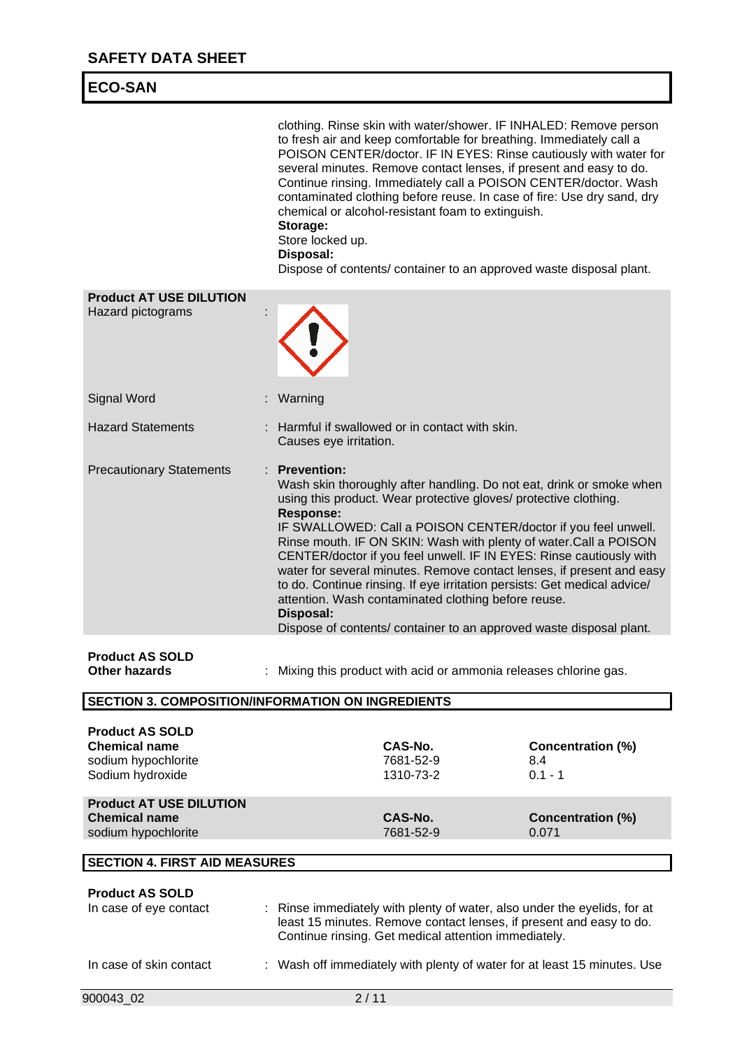clothing. Rinse skin with water/shower. IF INHALED: Remove person to fresh air and keep comfortable for breathing. Immediately call a POISON CENTER/doctor. IF IN EYES: Rinse cautiously with water for several minutes. Remove contact lenses, if present and easy to do. Continue rinsing. Immediately call a POISON CENTER/doctor. Wash contaminated clothing before reuse. In case of fire: Use dry sand, dry chemical or alcohol-resistant foam to extinguish.

**Storage:**
Store locked up.

**Disposal:**
Dispose of contents/ container to an approved waste disposal plant.

**Product AT USE DILUTION**

Hazard pictograms :

Signal Word : Warning

Hazard Statements : Harmful if swallowed or in contact with skin.
Causes eye irritation.

Precautionary Statements : **Prevention:**
Wash skin thoroughly after handling. Do not eat, drink or smoke when using this product. Wear protective gloves/ protective clothing.

**Response:**
IF SWALLOWED: Call a POISON CENTER/doctor if you feel unwell. Rinse mouth. IF ON SKIN: Wash with plenty of water.Call a POISON CENTER/doctor if you feel unwell. IF IN EYES: Rinse cautiously with water for several minutes. Remove contact lenses, if present and easy to do. Continue rinsing. If eye irritation persists: Get medical advice/ attention. Wash contaminated clothing before reuse.

**Disposal:**
Dispose of contents/ container to an approved waste disposal plant.

**Product AS SOLD**

**Other hazards** : Mixing this product with acid or ammonia releases chlorine gas.

## SECTION 3. COMPOSITION/INFORMATION ON INGREDIENTS

**Product AS SOLD**

| Chemical name | CAS-No. | Concentration (%) |
|---|---|---|
| sodium hypochlorite | 7681-52-9 | 8.4 |
| Sodium hydroxide | 1310-73-2 | 0.1 - 1 |

**Product AT USE DILUTION**

| Chemical name | CAS-No. | Concentration (%) |
|---|---|---|
| sodium hypochlorite | 7681-52-9 | 0.071 |

## SECTION 4. FIRST AID MEASURES

**Product AS SOLD**

In case of eye contact : Rinse immediately with plenty of water, also under the eyelids, for at least 15 minutes. Remove contact lenses, if present and easy to do. Continue rinsing. Get medical attention immediately.

In case of skin contact : Wash off immediately with plenty of water for at least 15 minutes. Use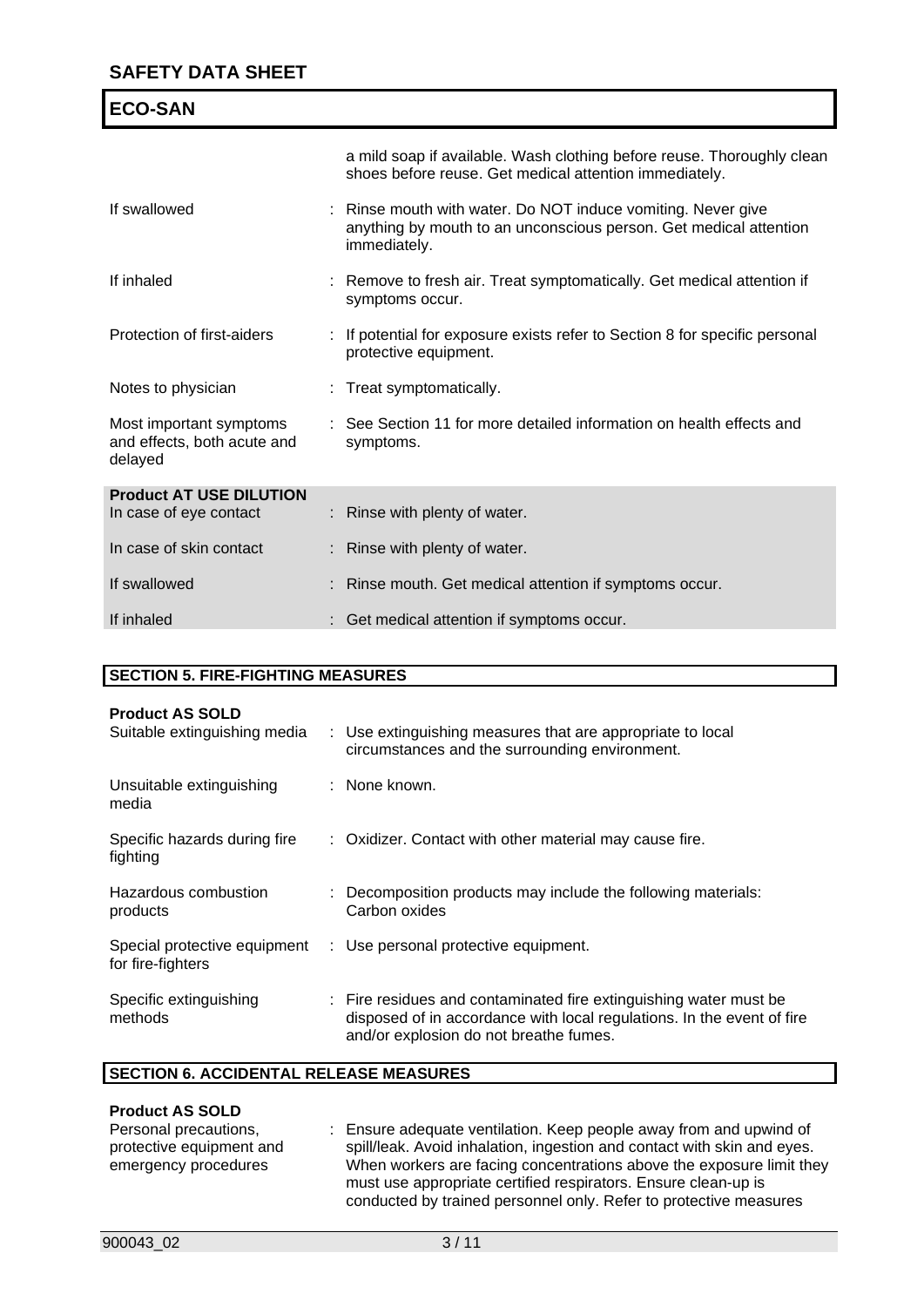a mild soap if available. Wash clothing before reuse. Thoroughly clean shoes before reuse. Get medical attention immediately.

| | |
|---|---|
| If swallowed | : Rinse mouth with water. Do NOT induce vomiting. Never give anything by mouth to an unconscious person. Get medical attention immediately. |
| If inhaled | : Remove to fresh air. Treat symptomatically. Get medical attention if symptoms occur. |
| Protection of first-aiders | : If potential for exposure exists refer to Section 8 for specific personal protective equipment. |
| Notes to physician | : Treat symptomatically. |
| Most important symptoms and effects, both acute and delayed | : See Section 11 for more detailed information on health effects and symptoms. |

**Product AT USE DILUTION**

| | |
|---|---|
| In case of eye contact | : Rinse with plenty of water. |
| In case of skin contact | : Rinse with plenty of water. |
| If swallowed | : Rinse mouth. Get medical attention if symptoms occur. |
| If inhaled | : Get medical attention if symptoms occur. |

## SECTION 5. FIRE-FIGHTING MEASURES

**Product AS SOLD**

| | |
|---|---|
| Suitable extinguishing media | : Use extinguishing measures that are appropriate to local circumstances and the surrounding environment. |
| Unsuitable extinguishing media | : None known. |
| Specific hazards during fire fighting | : Oxidizer. Contact with other material may cause fire. |
| Hazardous combustion products | : Decomposition products may include the following materials: Carbon oxides |
| Special protective equipment for fire-fighters | : Use personal protective equipment. |
| Specific extinguishing methods | : Fire residues and contaminated fire extinguishing water must be disposed of in accordance with local regulations. In the event of fire and/or explosion do not breathe fumes. |

## SECTION 6. ACCIDENTAL RELEASE MEASURES

**Product AS SOLD**

| | |
|---|---|
| Personal precautions, protective equipment and emergency procedures | : Ensure adequate ventilation. Keep people away from and upwind of spill/leak. Avoid inhalation, ingestion and contact with skin and eyes. When workers are facing concentrations above the exposure limit they must use appropriate certified respirators. Ensure clean-up is conducted by trained personnel only. Refer to protective measures |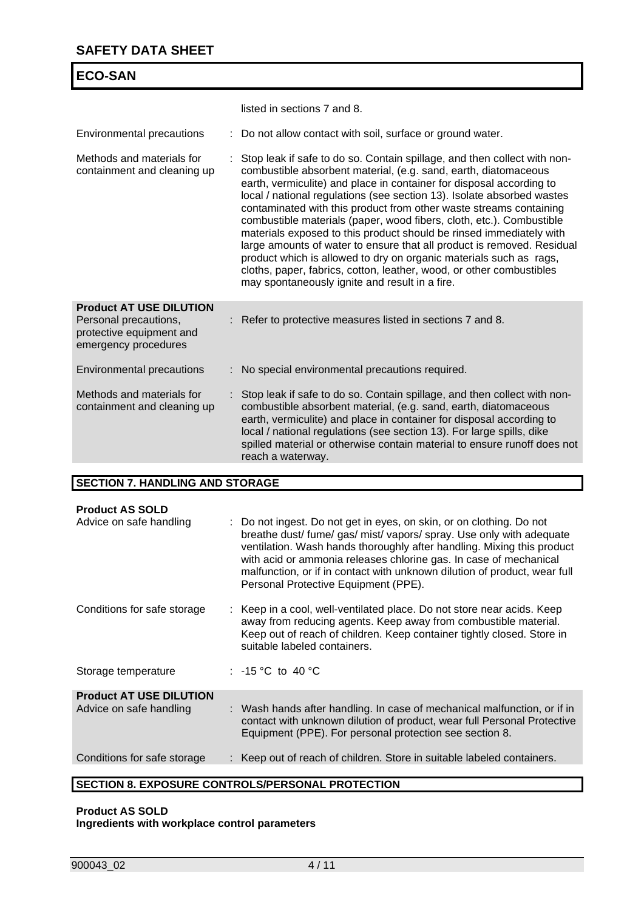| | | |
|---|---|---|
| | | listed in sections 7 and 8. |
| Environmental precautions | : | Do not allow contact with soil, surface or ground water. |
| Methods and materials for containment and cleaning up | : | Stop leak if safe to do so. Contain spillage, and then collect with non-combustible absorbent material, (e.g. sand, earth, diatomaceous earth, vermiculite) and place in container for disposal according to local / national regulations (see section 13). Isolate absorbed wastes contaminated with this product from other waste streams containing combustible materials (paper, wood fibers, cloth, etc.). Combustible materials exposed to this product should be rinsed immediately with large amounts of water to ensure that all product is removed. Residual product which is allowed to dry on organic materials such as rags, cloths, paper, fabrics, cotton, leather, wood, or other combustibles may spontaneously ignite and result in a fire. |

**Product AT USE DILUTION**

| | | |
|---|---|---|
| Personal precautions, protective equipment and emergency procedures | : | Refer to protective measures listed in sections 7 and 8. |
| Environmental precautions | : | No special environmental precautions required. |
| Methods and materials for containment and cleaning up | : | Stop leak if safe to do so. Contain spillage, and then collect with non-combustible absorbent material, (e.g. sand, earth, diatomaceous earth, vermiculite) and place in container for disposal according to local / national regulations (see section 13). For large spills, dike spilled material or otherwise contain material to ensure runoff does not reach a waterway. |

## SECTION 7. HANDLING AND STORAGE

**Product AS SOLD**

| | | |
|---|---|---|
| Advice on safe handling | : | Do not ingest. Do not get in eyes, on skin, or on clothing. Do not breathe dust/ fume/ gas/ mist/ vapors/ spray. Use only with adequate ventilation. Wash hands thoroughly after handling. Mixing this product with acid or ammonia releases chlorine gas. In case of mechanical malfunction, or if in contact with unknown dilution of product, wear full Personal Protective Equipment (PPE). |
| Conditions for safe storage | : | Keep in a cool, well-ventilated place. Do not store near acids. Keep away from reducing agents. Keep away from combustible material. Keep out of reach of children. Keep container tightly closed. Store in suitable labeled containers. |
| Storage temperature | : | -15 °C to 40 °C |

**Product AT USE DILUTION**

| | | |
|---|---|---|
| Advice on safe handling | : | Wash hands after handling. In case of mechanical malfunction, or if in contact with unknown dilution of product, wear full Personal Protective Equipment (PPE). For personal protection see section 8. |
| Conditions for safe storage | : | Keep out of reach of children. Store in suitable labeled containers. |

## SECTION 8. EXPOSURE CONTROLS/PERSONAL PROTECTION

**Product AS SOLD**
**Ingredients with workplace control parameters**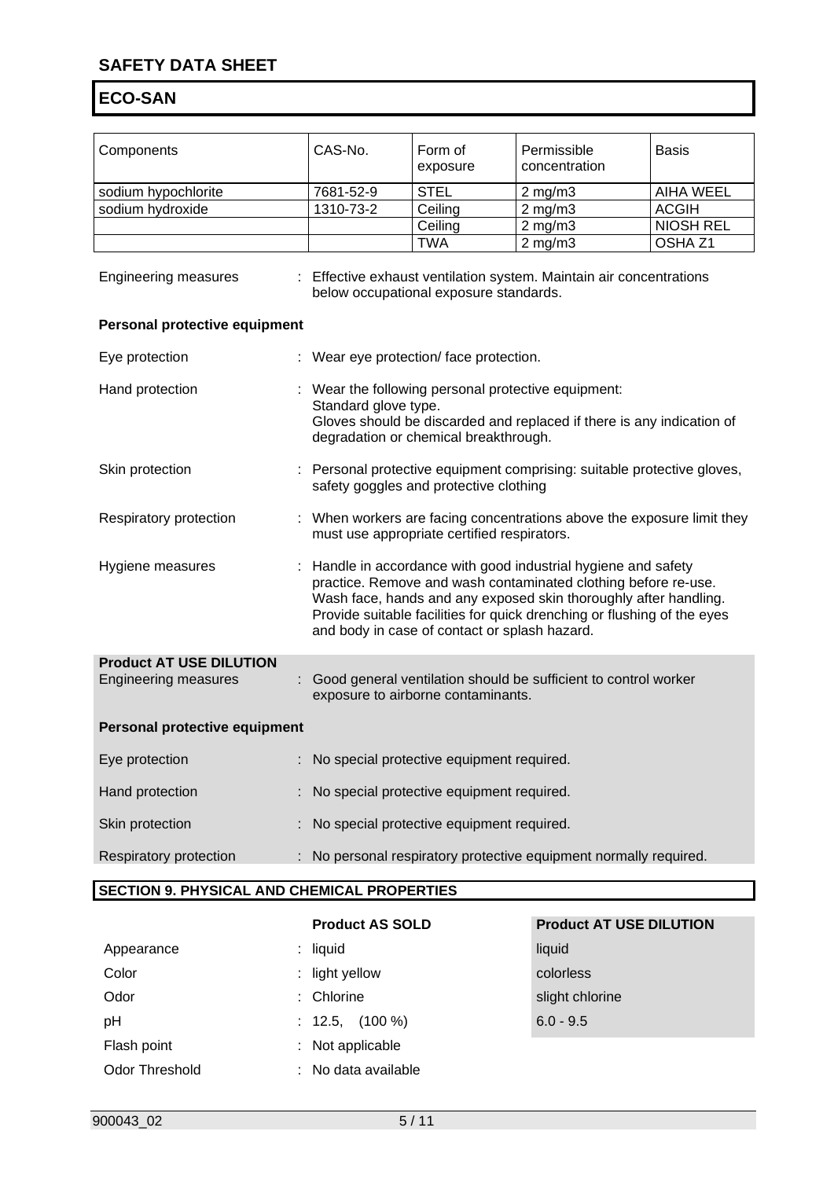## ECO-SAN

| Components | CAS-No. | Form of exposure | Permissible concentration | Basis |
|---|---|---|---|---|
| sodium hypochlorite | 7681-52-9 | STEL | 2 mg/m3 | AIHA WEEL |
| sodium hydroxide | 1310-73-2 | Ceiling | 2 mg/m3 | ACGIH |
| | | Ceiling | 2 mg/m3 | NIOSH REL |
| | | TWA | 2 mg/m3 | OSHA Z1 |

Engineering measures : Effective exhaust ventilation system. Maintain air concentrations below occupational exposure standards.

**Personal protective equipment**

Eye protection : Wear eye protection/ face protection.

Hand protection : Wear the following personal protective equipment:
Standard glove type.
Gloves should be discarded and replaced if there is any indication of degradation or chemical breakthrough.

Skin protection : Personal protective equipment comprising: suitable protective gloves, safety goggles and protective clothing

Respiratory protection : When workers are facing concentrations above the exposure limit they must use appropriate certified respirators.

Hygiene measures : Handle in accordance with good industrial hygiene and safety practice. Remove and wash contaminated clothing before re-use. Wash face, hands and any exposed skin thoroughly after handling. Provide suitable facilities for quick drenching or flushing of the eyes and body in case of contact or splash hazard.

**Product AT USE DILUTION**

Engineering measures : Good general ventilation should be sufficient to control worker exposure to airborne contaminants.

**Personal protective equipment**

Eye protection : No special protective equipment required.

Hand protection : No special protective equipment required.

Skin protection : No special protective equipment required.

Respiratory protection : No personal respiratory protective equipment normally required.

## SECTION 9. PHYSICAL AND CHEMICAL PROPERTIES

| | Product AS SOLD | Product AT USE DILUTION |
|---|---|---|
| Appearance | : liquid | liquid |
| Color | : light yellow | colorless |
| Odor | : Chlorine | slight chlorine |
| pH | : 12.5, (100 %) | 6.0 - 9.5 |
| Flash point | : Not applicable | |
| Odor Threshold | : No data available | |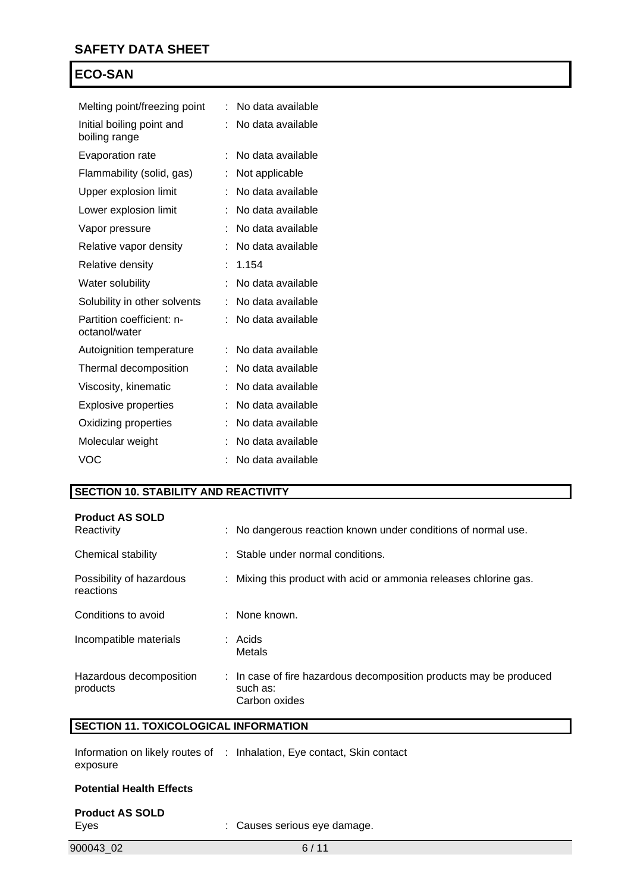| | | |
|---|---|---|
| Melting point/freezing point | : | No data available |
| Initial boiling point and boiling range | : | No data available |
| Evaporation rate | : | No data available |
| Flammability (solid, gas) | : | Not applicable |
| Upper explosion limit | : | No data available |
| Lower explosion limit | : | No data available |
| Vapor pressure | : | No data available |
| Relative vapor density | : | No data available |
| Relative density | : | 1.154 |
| Water solubility | : | No data available |
| Solubility in other solvents | : | No data available |
| Partition coefficient: n-octanol/water | : | No data available |
| Autoignition temperature | : | No data available |
| Thermal decomposition | : | No data available |
| Viscosity, kinematic | : | No data available |
| Explosive properties | : | No data available |
| Oxidizing properties | : | No data available |
| Molecular weight | : | No data available |
| VOC | : | No data available |

## SECTION 10. STABILITY AND REACTIVITY

**Product AS SOLD**

| | | |
|---|---|---|
| Reactivity | : | No dangerous reaction known under conditions of normal use. |
| Chemical stability | : | Stable under normal conditions. |
| Possibility of hazardous reactions | : | Mixing this product with acid or ammonia releases chlorine gas. |
| Conditions to avoid | : | None known. |
| Incompatible materials | : | Acids<br>Metals |
| Hazardous decomposition products | : | In case of fire hazardous decomposition products may be produced such as:<br>Carbon oxides |

## SECTION 11. TOXICOLOGICAL INFORMATION

| | | |
|---|---|---|
| Information on likely routes of exposure | : | Inhalation, Eye contact, Skin contact |

**Potential Health Effects**

**Product AS SOLD**

| | | |
|---|---|---|
| Eyes | : | Causes serious eye damage. |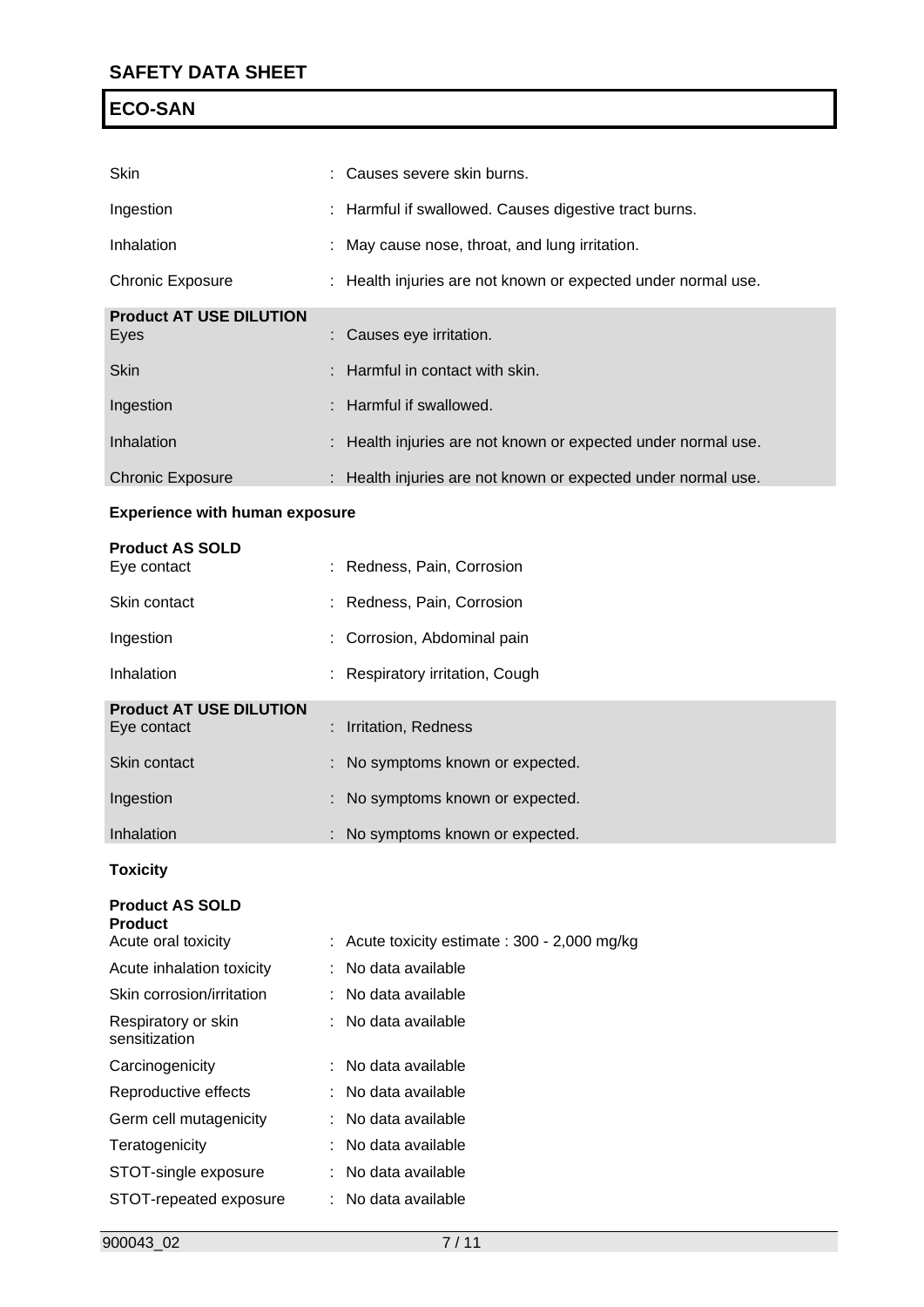| | |
|---|---|
| Skin | : Causes severe skin burns. |
| Ingestion | : Harmful if swallowed. Causes digestive tract burns. |
| Inhalation | : May cause nose, throat, and lung irritation. |
| Chronic Exposure | : Health injuries are not known or expected under normal use. |

**Product AT USE DILUTION**

| | |
|---|---|
| Eyes | : Causes eye irritation. |
| Skin | : Harmful in contact with skin. |
| Ingestion | : Harmful if swallowed. |
| Inhalation | : Health injuries are not known or expected under normal use. |
| Chronic Exposure | : Health injuries are not known or expected under normal use. |

**Experience with human exposure**

**Product AS SOLD**

| | |
|---|---|
| Eye contact | : Redness, Pain, Corrosion |
| Skin contact | : Redness, Pain, Corrosion |
| Ingestion | : Corrosion, Abdominal pain |
| Inhalation | : Respiratory irritation, Cough |

**Product AT USE DILUTION**

| | |
|---|---|
| Eye contact | : Irritation, Redness |
| Skin contact | : No symptoms known or expected. |
| Ingestion | : No symptoms known or expected. |
| Inhalation | : No symptoms known or expected. |

**Toxicity**

**Product AS SOLD**

**Product**

| | |
|---|---|
| Acute oral toxicity | : Acute toxicity estimate : 300 - 2,000 mg/kg |
| Acute inhalation toxicity | : No data available |
| Skin corrosion/irritation | : No data available |
| Respiratory or skin sensitization | : No data available |
| Carcinogenicity | : No data available |
| Reproductive effects | : No data available |
| Germ cell mutagenicity | : No data available |
| Teratogenicity | : No data available |
| STOT-single exposure | : No data available |
| STOT-repeated exposure | : No data available |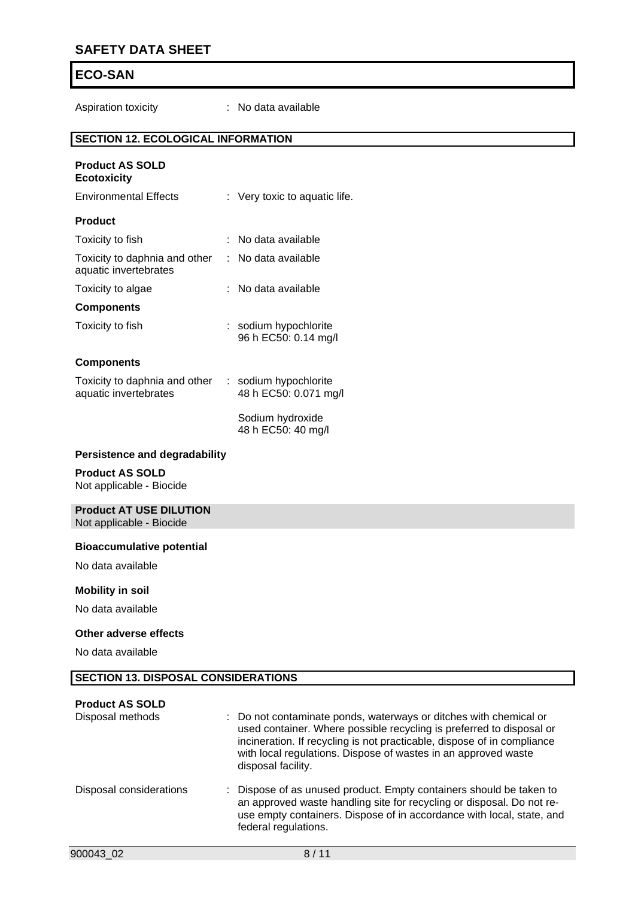Aspiration toxicity : No data available

## SECTION 12. ECOLOGICAL INFORMATION

**Product AS SOLD**
**Ecotoxicity**

Environmental Effects : Very toxic to aquatic life.

**Product**

Toxicity to fish : No data available

Toxicity to daphnia and other aquatic invertebrates : No data available

Toxicity to algae : No data available

**Components**

Toxicity to fish : sodium hypochlorite
96 h EC50: 0.14 mg/l

**Components**

Toxicity to daphnia and other aquatic invertebrates : sodium hypochlorite
48 h EC50: 0.071 mg/l

Sodium hydroxide
48 h EC50: 40 mg/l

**Persistence and degradability**

**Product AS SOLD**
Not applicable - Biocide

**Product AT USE DILUTION**
Not applicable - Biocide

**Bioaccumulative potential**

No data available

**Mobility in soil**

No data available

**Other adverse effects**

No data available

## SECTION 13. DISPOSAL CONSIDERATIONS

**Product AS SOLD**

Disposal methods : Do not contaminate ponds, waterways or ditches with chemical or used container. Where possible recycling is preferred to disposal or incineration. If recycling is not practicable, dispose of in compliance with local regulations. Dispose of wastes in an approved waste disposal facility.

Disposal considerations : Dispose of as unused product. Empty containers should be taken to an approved waste handling site for recycling or disposal. Do not re-use empty containers. Dispose of in accordance with local, state, and federal regulations.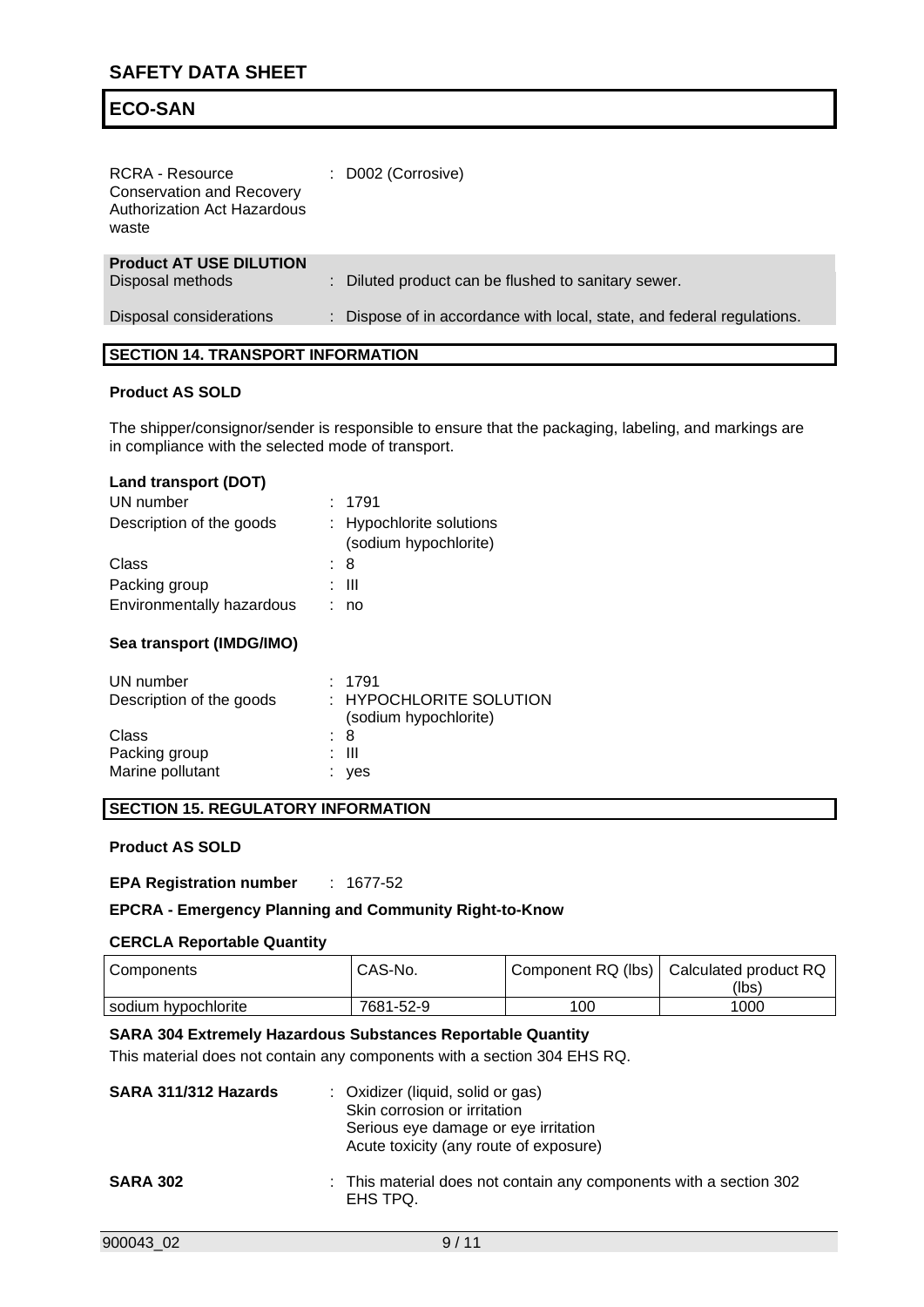RCRA - Resource Conservation and Recovery Authorization Act Hazardous waste : D002 (Corrosive)

**Product AT USE DILUTION**

Disposal methods : Diluted product can be flushed to sanitary sewer.

Disposal considerations : Dispose of in accordance with local, state, and federal regulations.

## SECTION 14. TRANSPORT INFORMATION

**Product AS SOLD**

The shipper/consignor/sender is responsible to ensure that the packaging, labeling, and markings are in compliance with the selected mode of transport.

**Land transport (DOT)**

UN number : 1791

Description of the goods : Hypochlorite solutions (sodium hypochlorite)

Class : 8

Packing group : III

Environmentally hazardous : no

**Sea transport (IMDG/IMO)**

UN number : 1791

Description of the goods : HYPOCHLORITE SOLUTION (sodium hypochlorite)

Class : 8

Packing group : III

Marine pollutant : yes

## SECTION 15. REGULATORY INFORMATION

**Product AS SOLD**

**EPA Registration number** : 1677-52

**EPCRA - Emergency Planning and Community Right-to-Know**

**CERCLA Reportable Quantity**

| Components | CAS-No. | Component RQ (lbs) | Calculated product RQ (lbs) |
|---|---|---|---|
| sodium hypochlorite | 7681-52-9 | 100 | 1000 |

**SARA 304 Extremely Hazardous Substances Reportable Quantity**

This material does not contain any components with a section 304 EHS RQ.

**SARA 311/312 Hazards** : Oxidizer (liquid, solid or gas)
Skin corrosion or irritation
Serious eye damage or eye irritation
Acute toxicity (any route of exposure)

**SARA 302** : This material does not contain any components with a section 302 EHS TPQ.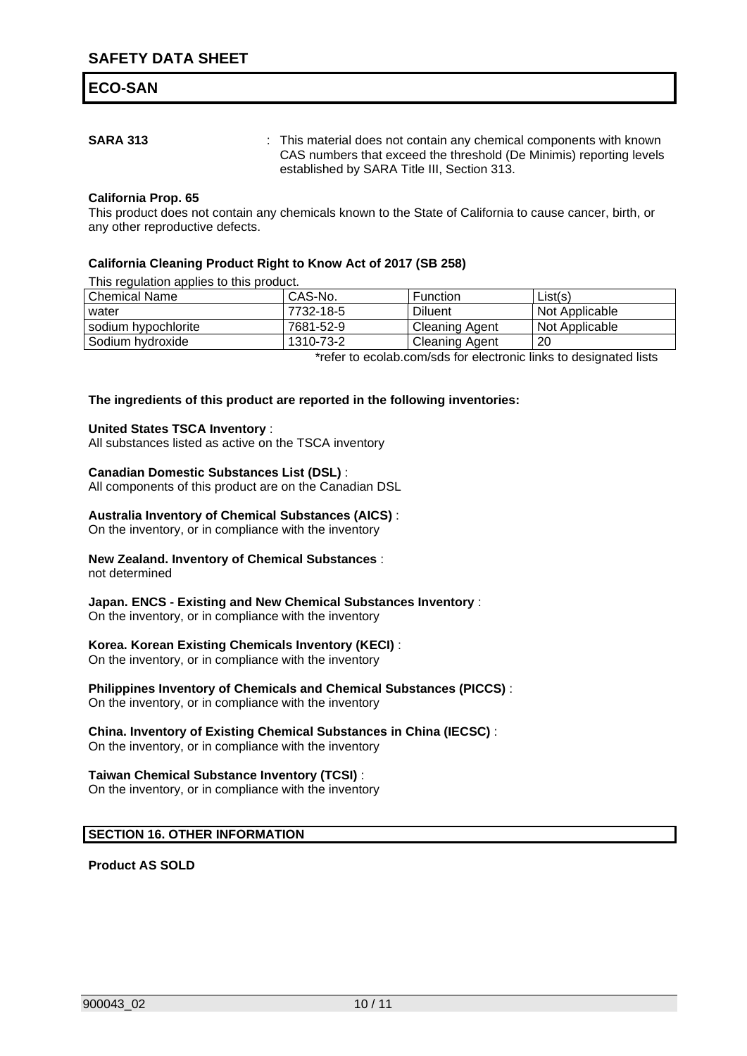**SARA 313** : This material does not contain any chemical components with known CAS numbers that exceed the threshold (De Minimis) reporting levels established by SARA Title III, Section 313.

**California Prop. 65**

This product does not contain any chemicals known to the State of California to cause cancer, birth, or any other reproductive defects.

**California Cleaning Product Right to Know Act of 2017 (SB 258)**

This regulation applies to this product.

| Chemical Name | CAS-No. | Function | List(s) |
|---|---|---|---|
| water | 7732-18-5 | Diluent | Not Applicable |
| sodium hypochlorite | 7681-52-9 | Cleaning Agent | Not Applicable |
| Sodium hydroxide | 1310-73-2 | Cleaning Agent | 20 |

*refer to ecolab.com/sds for electronic links to designated lists

**The ingredients of this product are reported in the following inventories:**

**United States TSCA Inventory** :
All substances listed as active on the TSCA inventory

**Canadian Domestic Substances List (DSL)** :
All components of this product are on the Canadian DSL

**Australia Inventory of Chemical Substances (AICS)** :
On the inventory, or in compliance with the inventory

**New Zealand. Inventory of Chemical Substances** :
not determined

**Japan. ENCS - Existing and New Chemical Substances Inventory** :
On the inventory, or in compliance with the inventory

**Korea. Korean Existing Chemicals Inventory (KECI)** :
On the inventory, or in compliance with the inventory

**Philippines Inventory of Chemicals and Chemical Substances (PICCS)** :
On the inventory, or in compliance with the inventory

**China. Inventory of Existing Chemical Substances in China (IECSC)** :
On the inventory, or in compliance with the inventory

**Taiwan Chemical Substance Inventory (TCSI)** :
On the inventory, or in compliance with the inventory

## SECTION 16. OTHER INFORMATION

**Product AS SOLD**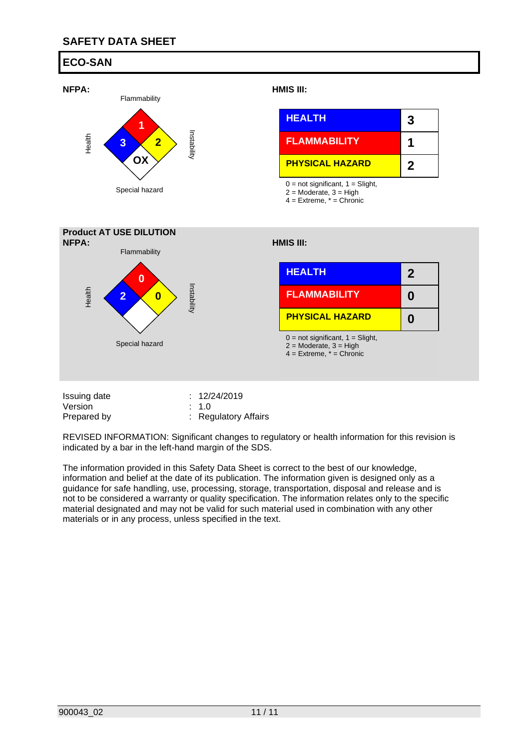## SAFETY DATA SHEET

## ECO-SAN

**NFPA:**

Flammability: 1
Health: 3
Instability: 2
Special hazard: OX

**HMIS III:**

| | |
|---|---|
| HEALTH | 3 |
| FLAMMABILITY | 1 |
| PHYSICAL HAZARD | 2 |

0 = not significant, 1 = Slight,
2 = Moderate, 3 = High
4 = Extreme, * = Chronic

**Product AT USE DILUTION**

**NFPA:**

Flammability: 0
Health: 2
Instability: 0
Special hazard

**HMIS III:**

| | |
|---|---|
| HEALTH | 2 |
| FLAMMABILITY | 0 |
| PHYSICAL HAZARD | 0 |

0 = not significant, 1 = Slight,
2 = Moderate, 3 = High
4 = Extreme, * = Chronic

| | |
|---|---|
| Issuing date | : 12/24/2019 |
| Version | : 1.0 |
| Prepared by | : Regulatory Affairs |

REVISED INFORMATION: Significant changes to regulatory or health information for this revision is indicated by a bar in the left-hand margin of the SDS.

The information provided in this Safety Data Sheet is correct to the best of our knowledge, information and belief at the date of its publication. The information given is designed only as a guidance for safe handling, use, processing, storage, transportation, disposal and release and is not to be considered a warranty or quality specification. The information relates only to the specific material designated and may not be valid for such material used in combination with any other materials or in any process, unless specified in the text.